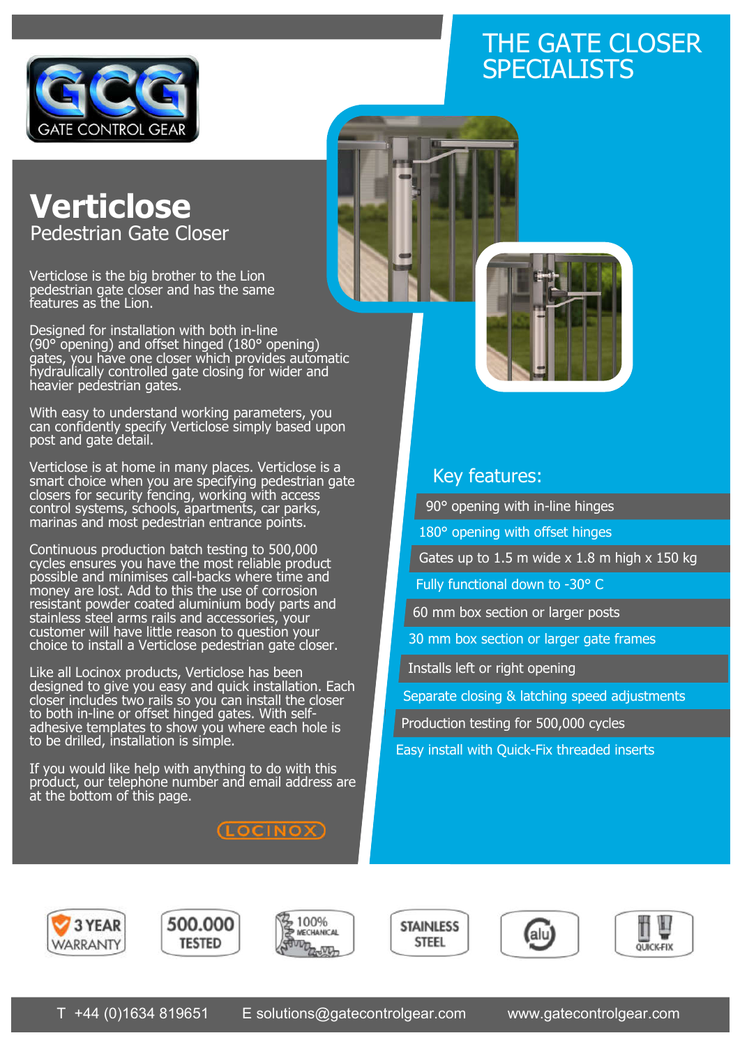GATE CONTROL GEAR

# THE GATE CLOSER SPECIALISTS

# Verticlose

## Pedestrian Gate Closer

Verticlose is the big brother to the Lion pedestrian gate closer and has the same features as the Lion.

Designed for installation with both in-line (90° opening) and offset hinged (180° opening) gates, you have one closer which provides automatic hydraulically controlled gate closing for wider and heavier pedestrian gates.

With easy to understand working parameters, you can confidently specify Verticlose simply based upon post and gate detail.

Verticlose is at home in many places. Verticlose is a smart choice when you are specifying pedestrian gate closers for security fencing, working with access control systems, schools, apartments, car parks, marinas and most pedestrian entrance points.

Continuous production batch testing to 500,000 cycles ensures you have the most reliable product possible and minimises call-backs where time and money are lost. Add to this the use of corrosion resistant powder coated aluminium body parts and stainless steel arms rails and accessories, your customer will have little reason to question your choice to install a Verticlose pedestrian gate closer.

Like all Locinox products, Verticlose has been designed to give you easy and quick installation. Each closer includes two rails so you can install the closer to both in-line or offset hinged gates. With self-adhesive templates to show you where each hole is to be drilled, installation is simple.

If you would like help with anything to do with this product, our telephone number and email address are at the bottom of this page.

LOCINOX

## Key features:

- 90° opening with in-line hinges
- 180° opening with offset hinges
- Gates up to 1.5 m wide x 1.8 m high x 150 kg
- Fully functional down to -30° C
- 60 mm box section or larger posts
- 30 mm box section or larger gate frames
- Installs left or right opening
- Separate closing & latching speed adjustments
- Production testing for 500,000 cycles
- Easy install with Quick-Fix threaded inserts

3 YEAR WARRANTY | 500.000 TESTED | 100% MECHANICAL | STAINLESS STEEL | alu | QUICK-FIX

T +44 (0)1634 819651  E solutions@gatecontrolgear.com  www.gatecontrolgear.com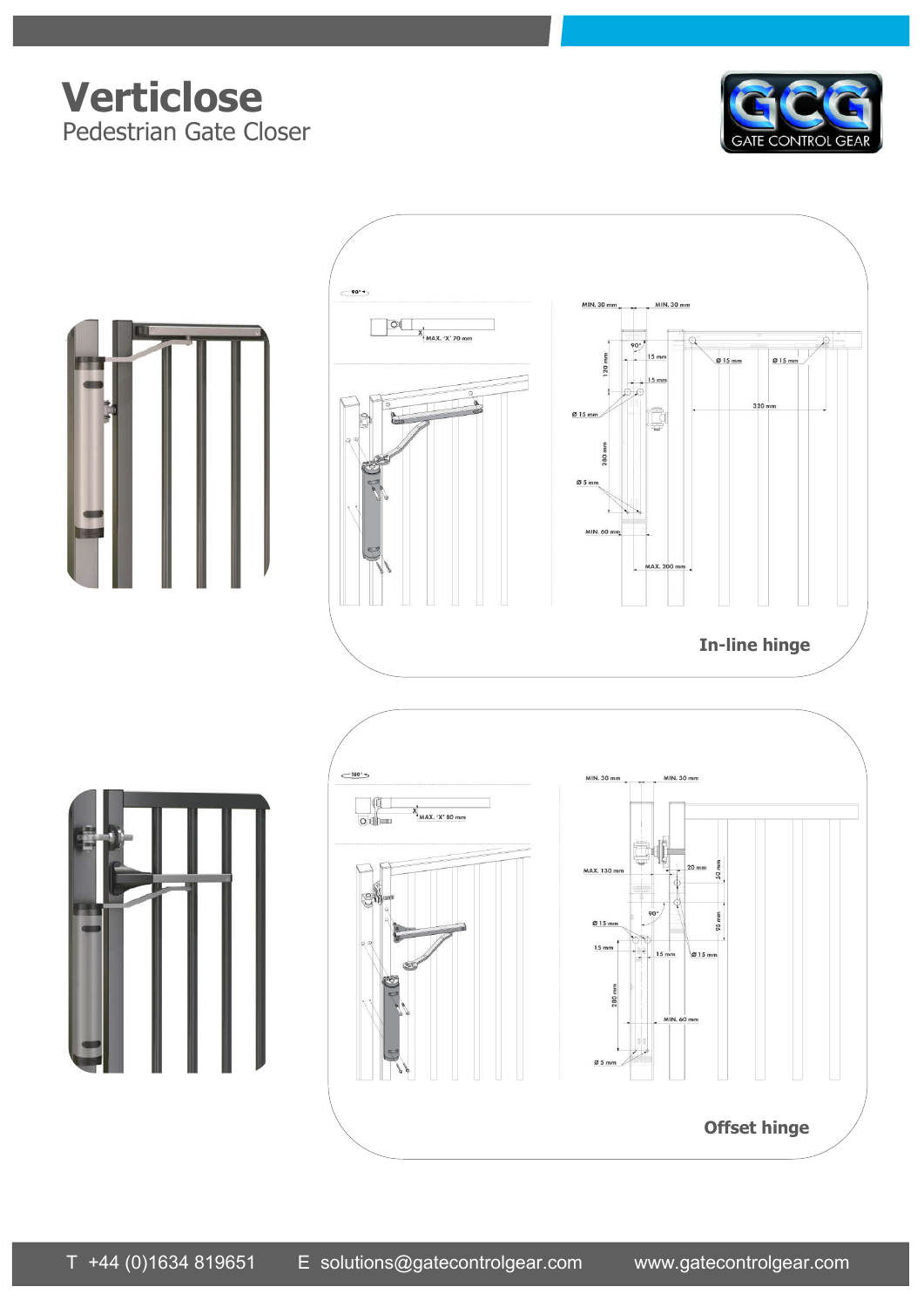# Verticlose

Pedestrian Gate Closer

GATE CONTROL GEAR

90°

MAX. 'X' 70 mm

MIN. 30 mm

MIN. 30 mm

90°

15 mm

15 mm

120 mm

Ø 15 mm

Ø 15 mm

Ø 15 mm

320 mm

280 mm

Ø 5 mm

MIN. 60 mm

MAX. 200 mm

**In-line hinge**

180°

MAX. 'X' 80 mm

MIN. 30 mm

MIN. 30 mm

MAX. 130 mm

20 mm

50 mm

90°

95 mm

Ø 15 mm

15 mm

15 mm

Ø 15 mm

280 mm

MIN. 60 mm

Ø 5 mm

**Offset hinge**

T +44 (0)1634 819651 E solutions@gatecontrolgear.com www.gatecontrolgear.com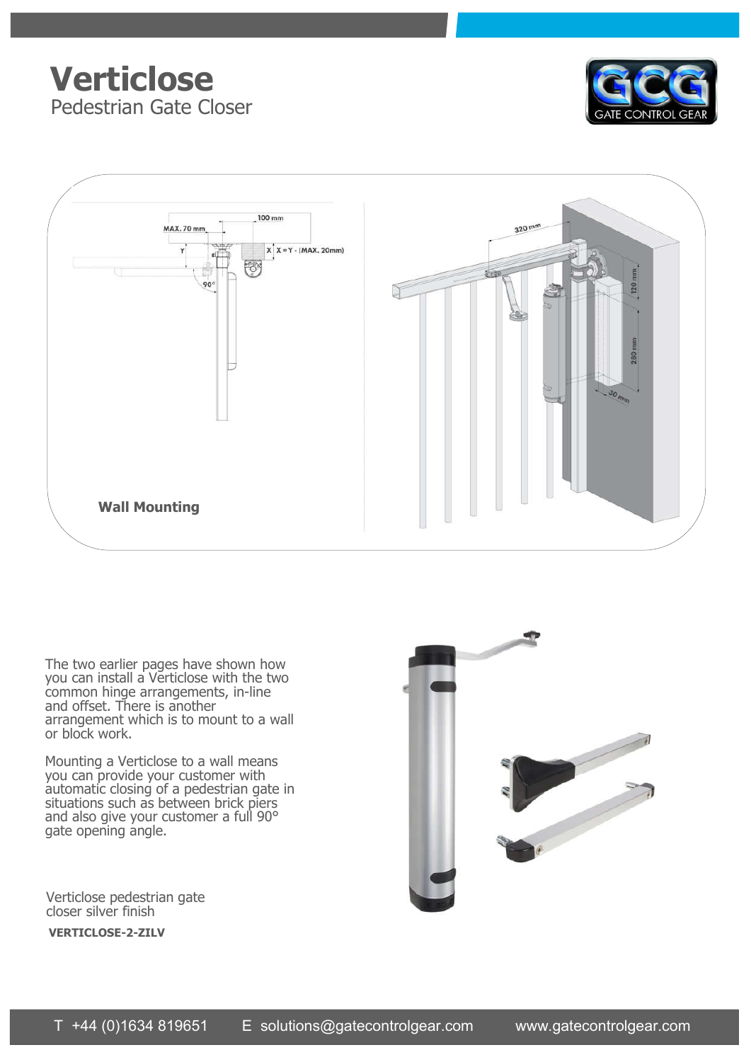# Verticlose

Pedestrian Gate Closer

MAX. 70 mm

100 mm

Y

X

X = Y - (MAX. 20mm)

90°

320 mm

120 mm

280 mm

30 mm

**Wall Mounting**

The two earlier pages have shown how you can install a Verticlose with the two common hinge arrangements, in-line and offset. There is another arrangement which is to mount to a wall or block work.

Mounting a Verticlose to a wall means you can provide your customer with automatic closing of a pedestrian gate in situations such as between brick piers and also give your customer a full 90° gate opening angle.

Verticlose pedestrian gate closer silver finish

**VERTICLOSE-2-ZILV**

T +44 (0)1634 819651 E solutions@gatecontrolgear.com www.gatecontrolgear.com